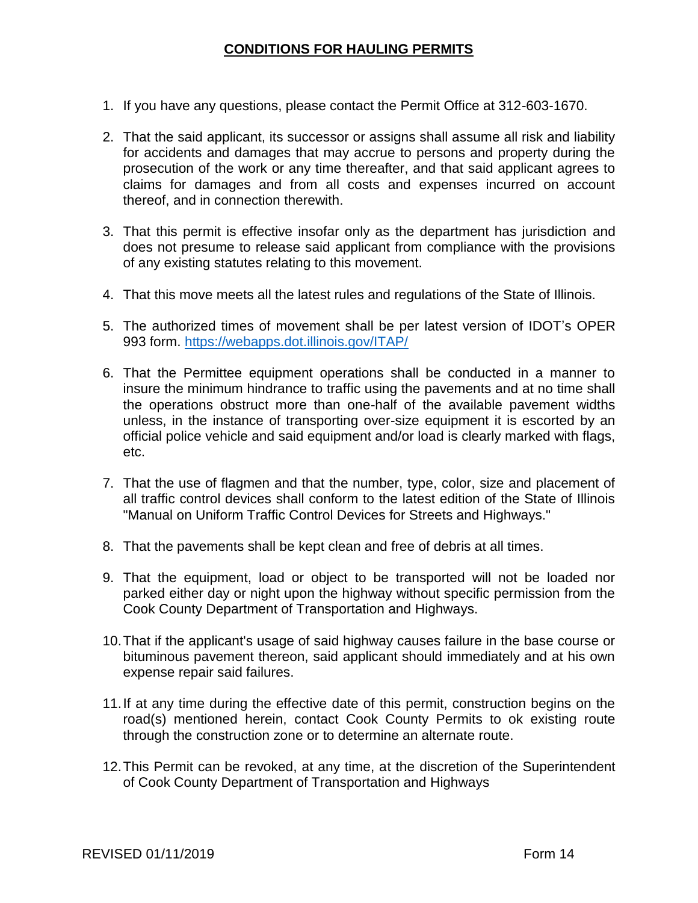# CONDITIONS FOR HAULING PERMITS

1. If you have any questions, please contact the Permit Office at 312-603-1670.

2. That the said applicant, its successor or assigns shall assume all risk and liability for accidents and damages that may accrue to persons and property during the prosecution of the work or any time thereafter, and that said applicant agrees to claims for damages and from all costs and expenses incurred on account thereof, and in connection therewith.

3. That this permit is effective insofar only as the department has jurisdiction and does not presume to release said applicant from compliance with the provisions of any existing statutes relating to this movement.

4. That this move meets all the latest rules and regulations of the State of Illinois.

5. The authorized times of movement shall be per latest version of IDOT's OPER 993 form. https://webapps.dot.illinois.gov/ITAP/

6. That the Permittee equipment operations shall be conducted in a manner to insure the minimum hindrance to traffic using the pavements and at no time shall the operations obstruct more than one-half of the available pavement widths unless, in the instance of transporting over-size equipment it is escorted by an official police vehicle and said equipment and/or load is clearly marked with flags, etc.

7. That the use of flagmen and that the number, type, color, size and placement of all traffic control devices shall conform to the latest edition of the State of Illinois "Manual on Uniform Traffic Control Devices for Streets and Highways."

8. That the pavements shall be kept clean and free of debris at all times.

9. That the equipment, load or object to be transported will not be loaded nor parked either day or night upon the highway without specific permission from the Cook County Department of Transportation and Highways.

10. That if the applicant's usage of said highway causes failure in the base course or bituminous pavement thereon, said applicant should immediately and at his own expense repair said failures.

11. If at any time during the effective date of this permit, construction begins on the road(s) mentioned herein, contact Cook County Permits to ok existing route through the construction zone or to determine an alternate route.

12. This Permit can be revoked, at any time, at the discretion of the Superintendent of Cook County Department of Transportation and Highways

REVISED 01/11/2019 Form 14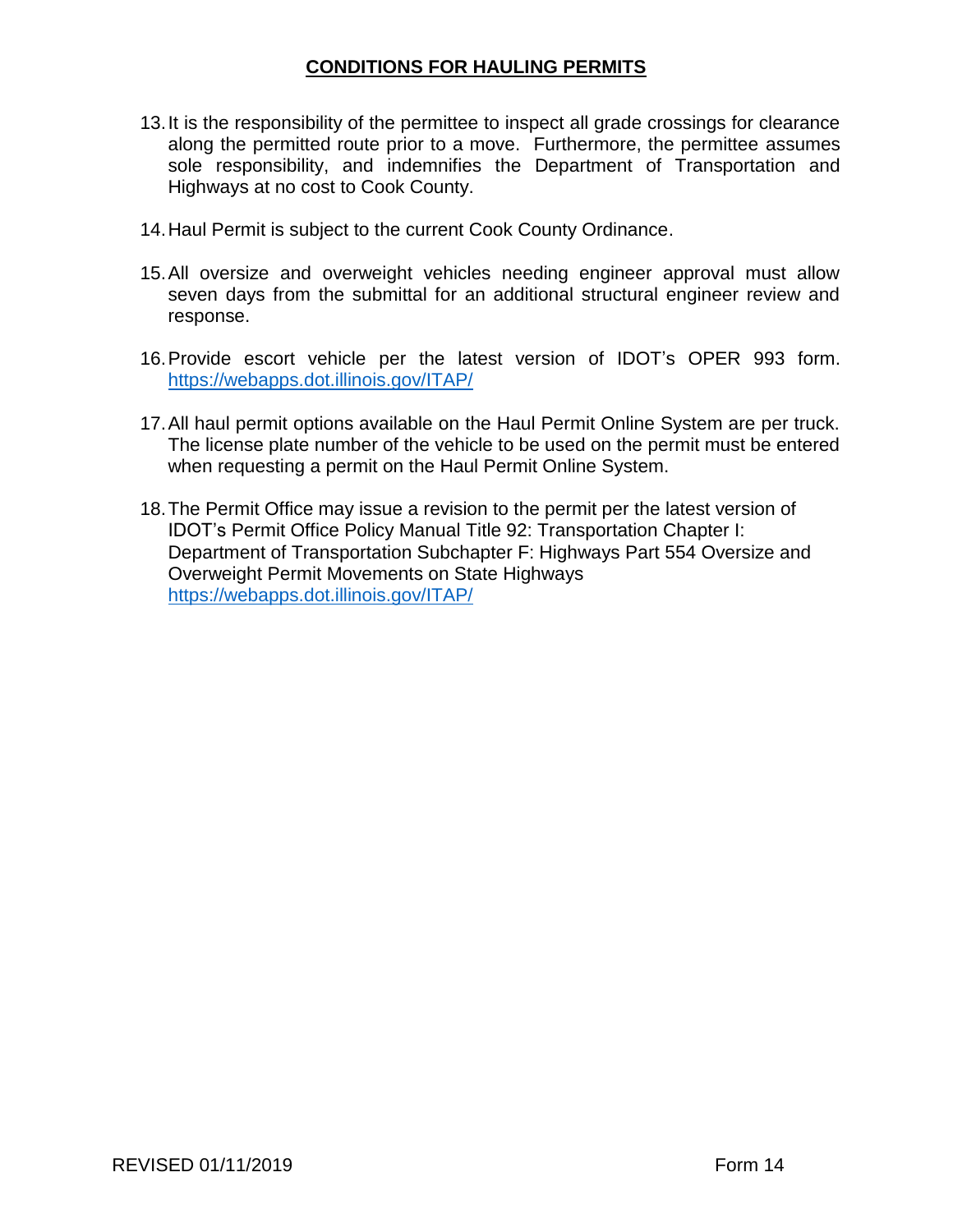## CONDITIONS FOR HAULING PERMITS

13. It is the responsibility of the permittee to inspect all grade crossings for clearance along the permitted route prior to a move. Furthermore, the permittee assumes sole responsibility, and indemnifies the Department of Transportation and Highways at no cost to Cook County.

14. Haul Permit is subject to the current Cook County Ordinance.

15. All oversize and overweight vehicles needing engineer approval must allow seven days from the submittal for an additional structural engineer review and response.

16. Provide escort vehicle per the latest version of IDOT's OPER 993 form. https://webapps.dot.illinois.gov/ITAP/

17. All haul permit options available on the Haul Permit Online System are per truck. The license plate number of the vehicle to be used on the permit must be entered when requesting a permit on the Haul Permit Online System.

18. The Permit Office may issue a revision to the permit per the latest version of IDOT's Permit Office Policy Manual Title 92: Transportation Chapter I: Department of Transportation Subchapter F: Highways Part 554 Oversize and Overweight Permit Movements on State Highways https://webapps.dot.illinois.gov/ITAP/

REVISED 01/11/2019 Form 14